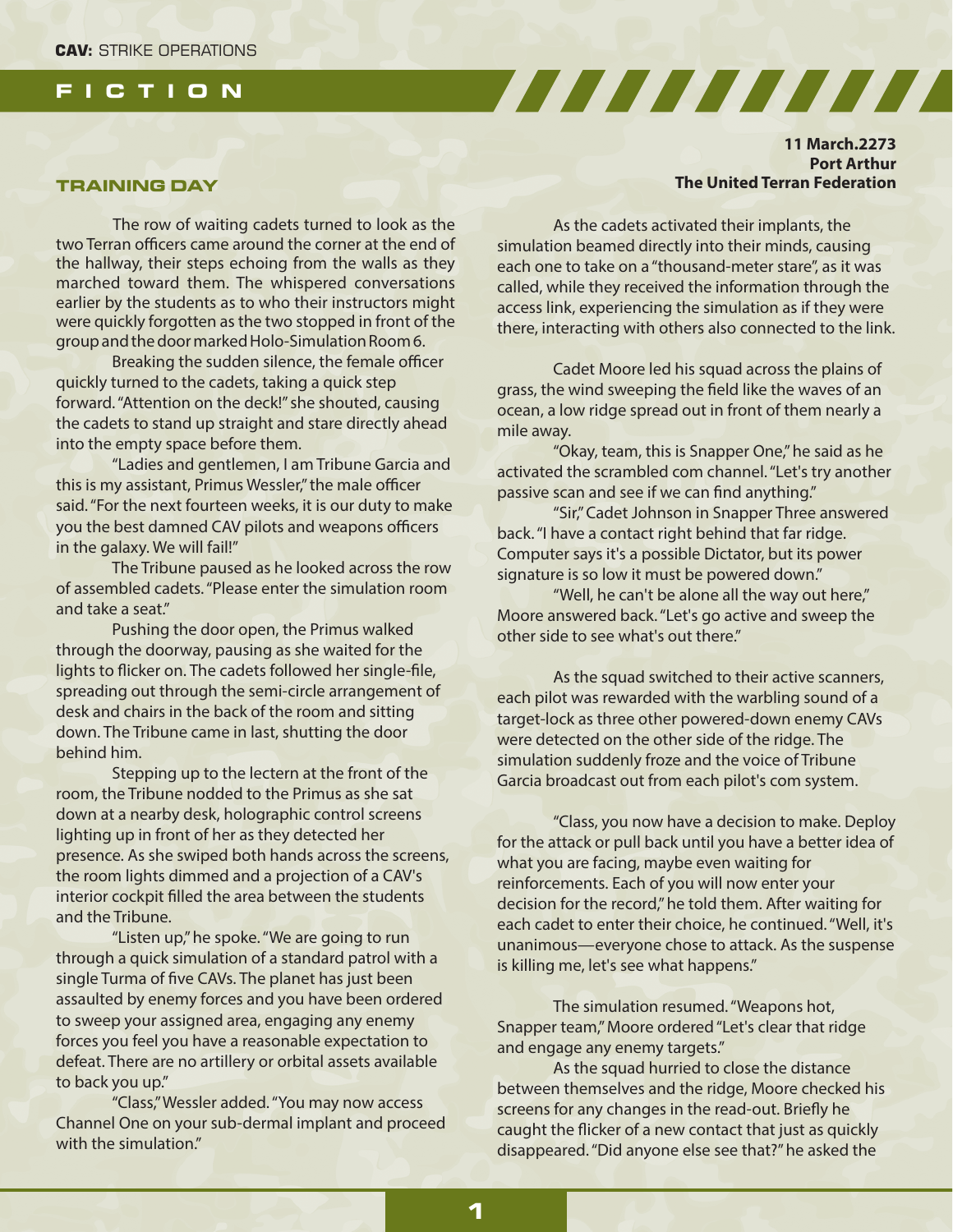## FICTION

### TRAINING DAY

**11 March.2273**
**Port Arthur**
**The United Terran Federation**

The row of waiting cadets turned to look as the two Terran officers came around the corner at the end of the hallway, their steps echoing from the walls as they marched toward them. The whispered conversations earlier by the students as to who their instructors might were quickly forgotten as the two stopped in front of the group and the door marked Holo-Simulation Room 6.

Breaking the sudden silence, the female officer quickly turned to the cadets, taking a quick step forward. "Attention on the deck!" she shouted, causing the cadets to stand up straight and stare directly ahead into the empty space before them.

"Ladies and gentlemen, I am Tribune Garcia and this is my assistant, Primus Wessler," the male officer said. "For the next fourteen weeks, it is our duty to make you the best damned CAV pilots and weapons officers in the galaxy. We will fail!"

The Tribune paused as he looked across the row of assembled cadets. "Please enter the simulation room and take a seat."

Pushing the door open, the Primus walked through the doorway, pausing as she waited for the lights to flicker on. The cadets followed her single-file, spreading out through the semi-circle arrangement of desk and chairs in the back of the room and sitting down. The Tribune came in last, shutting the door behind him.

Stepping up to the lectern at the front of the room, the Tribune nodded to the Primus as she sat down at a nearby desk, holographic control screens lighting up in front of her as they detected her presence. As she swiped both hands across the screens, the room lights dimmed and a projection of a CAV's interior cockpit filled the area between the students and the Tribune.

"Listen up," he spoke. "We are going to run through a quick simulation of a standard patrol with a single Turma of five CAVs. The planet has just been assaulted by enemy forces and you have been ordered to sweep your assigned area, engaging any enemy forces you feel you have a reasonable expectation to defeat. There are no artillery or orbital assets available to back you up."

"Class," Wessler added. "You may now access Channel One on your sub-dermal implant and proceed with the simulation."

As the cadets activated their implants, the simulation beamed directly into their minds, causing each one to take on a "thousand-meter stare", as it was called, while they received the information through the access link, experiencing the simulation as if they were there, interacting with others also connected to the link.

Cadet Moore led his squad across the plains of grass, the wind sweeping the field like the waves of an ocean, a low ridge spread out in front of them nearly a mile away.

"Okay, team, this is Snapper One," he said as he activated the scrambled com channel. "Let's try another passive scan and see if we can find anything."

"Sir," Cadet Johnson in Snapper Three answered back. "I have a contact right behind that far ridge. Computer says it's a possible Dictator, but its power signature is so low it must be powered down."

"Well, he can't be alone all the way out here," Moore answered back. "Let's go active and sweep the other side to see what's out there."

As the squad switched to their active scanners, each pilot was rewarded with the warbling sound of a target-lock as three other powered-down enemy CAVs were detected on the other side of the ridge. The simulation suddenly froze and the voice of Tribune Garcia broadcast out from each pilot's com system.

"Class, you now have a decision to make. Deploy for the attack or pull back until you have a better idea of what you are facing, maybe even waiting for reinforcements. Each of you will now enter your decision for the record," he told them. After waiting for each cadet to enter their choice, he continued. "Well, it's unanimous—everyone chose to attack. As the suspense is killing me, let's see what happens."

The simulation resumed. "Weapons hot, Snapper team," Moore ordered "Let's clear that ridge and engage any enemy targets."

As the squad hurried to close the distance between themselves and the ridge, Moore checked his screens for any changes in the read-out. Briefly he caught the flicker of a new contact that just as quickly disappeared. "Did anyone else see that?" he asked the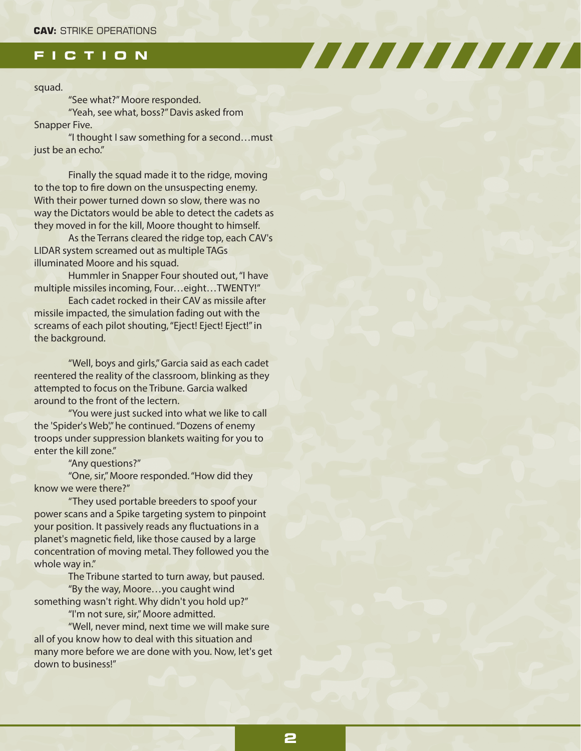squad.

"See what?" Moore responded.

"Yeah, see what, boss?" Davis asked from Snapper Five.

"I thought I saw something for a second…must just be an echo."

Finally the squad made it to the ridge, moving to the top to fire down on the unsuspecting enemy. With their power turned down so slow, there was no way the Dictators would be able to detect the cadets as they moved in for the kill, Moore thought to himself.

As the Terrans cleared the ridge top, each CAV's LIDAR system screamed out as multiple TAGs illuminated Moore and his squad.

Hummler in Snapper Four shouted out, "I have multiple missiles incoming, Four…eight…TWENTY!"

Each cadet rocked in their CAV as missile after missile impacted, the simulation fading out with the screams of each pilot shouting, "Eject! Eject! Eject!" in the background.

"Well, boys and girls," Garcia said as each cadet reentered the reality of the classroom, blinking as they attempted to focus on the Tribune. Garcia walked around to the front of the lectern.

"You were just sucked into what we like to call the 'Spider's Web'," he continued. "Dozens of enemy troops under suppression blankets waiting for you to enter the kill zone."

"Any questions?"

"One, sir," Moore responded. "How did they know we were there?"

"They used portable breeders to spoof your power scans and a Spike targeting system to pinpoint your position. It passively reads any fluctuations in a planet's magnetic field, like those caused by a large concentration of moving metal. They followed you the whole way in."

The Tribune started to turn away, but paused.

"By the way, Moore…you caught wind something wasn't right. Why didn't you hold up?"

"I'm not sure, sir," Moore admitted.

"Well, never mind, next time we will make sure all of you know how to deal with this situation and many more before we are done with you. Now, let's get down to business!"